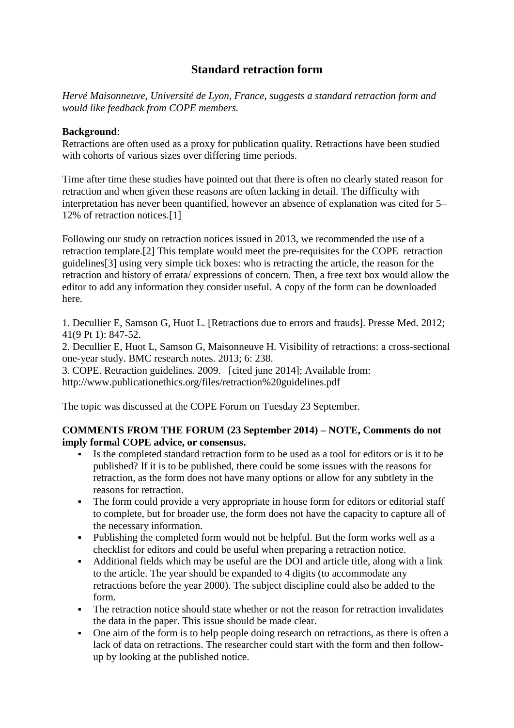# Standard retraction form

*Hervé Maisonneuve, Université de Lyon, France, suggests a standard retraction form and would like feedback from COPE members.*

**Background**:
Retractions are often used as a proxy for publication quality. Retractions have been studied with cohorts of various sizes over differing time periods.

Time after time these studies have pointed out that there is often no clearly stated reason for retraction and when given these reasons are often lacking in detail. The difficulty with interpretation has never been quantified, however an absence of explanation was cited for 5–12% of retraction notices.[1]

Following our study on retraction notices issued in 2013, we recommended the use of a retraction template.[2] This template would meet the pre-requisites for the COPE retraction guidelines[3] using very simple tick boxes: who is retracting the article, the reason for the retraction and history of errata/ expressions of concern. Then, a free text box would allow the editor to add any information they consider useful. A copy of the form can be downloaded here.

1. Decullier E, Samson G, Huot L. [Retractions due to errors and frauds]. Presse Med. 2012; 41(9 Pt 1): 847-52.
2. Decullier E, Huot L, Samson G, Maisonneuve H. Visibility of retractions: a cross-sectional one-year study. BMC research notes. 2013; 6: 238.
3. COPE. Retraction guidelines. 2009. [cited june 2014]; Available from: http://www.publicationethics.org/files/retraction%20guidelines.pdf

The topic was discussed at the COPE Forum on Tuesday 23 September.

**COMMENTS FROM THE FORUM (23 September 2014) – NOTE, Comments do not imply formal COPE advice, or consensus.**

- Is the completed standard retraction form to be used as a tool for editors or is it to be published? If it is to be published, there could be some issues with the reasons for retraction, as the form does not have many options or allow for any subtlety in the reasons for retraction.
- The form could provide a very appropriate in house form for editors or editorial staff to complete, but for broader use, the form does not have the capacity to capture all of the necessary information.
- Publishing the completed form would not be helpful. But the form works well as a checklist for editors and could be useful when preparing a retraction notice.
- Additional fields which may be useful are the DOI and article title, along with a link to the article. The year should be expanded to 4 digits (to accommodate any retractions before the year 2000). The subject discipline could also be added to the form.
- The retraction notice should state whether or not the reason for retraction invalidates the data in the paper. This issue should be made clear.
- One aim of the form is to help people doing research on retractions, as there is often a lack of data on retractions. The researcher could start with the form and then follow-up by looking at the published notice.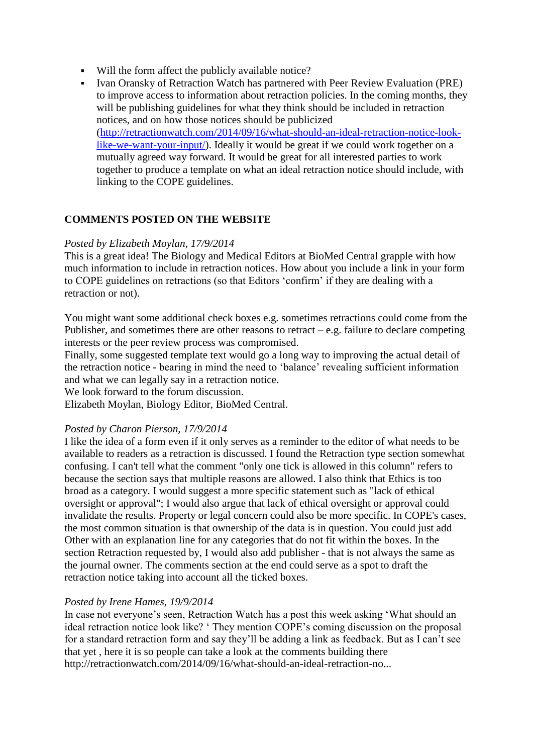- Will the form affect the publicly available notice?
- Ivan Oransky of Retraction Watch has partnered with Peer Review Evaluation (PRE) to improve access to information about retraction policies. In the coming months, they will be publishing guidelines for what they think should be included in retraction notices, and on how those notices should be publicized (http://retractionwatch.com/2014/09/16/what-should-an-ideal-retraction-notice-look-like-we-want-your-input/). Ideally it would be great if we could work together on a mutually agreed way forward. It would be great for all interested parties to work together to produce a template on what an ideal retraction notice should include, with linking to the COPE guidelines.

## COMMENTS POSTED ON THE WEBSITE

*Posted by Elizabeth Moylan, 17/9/2014*
This is a great idea! The Biology and Medical Editors at BioMed Central grapple with how much information to include in retraction notices. How about you include a link in your form to COPE guidelines on retractions (so that Editors 'confirm' if they are dealing with a retraction or not).

You might want some additional check boxes e.g. sometimes retractions could come from the Publisher, and sometimes there are other reasons to retract – e.g. failure to declare competing interests or the peer review process was compromised.
Finally, some suggested template text would go a long way to improving the actual detail of the retraction notice - bearing in mind the need to 'balance' revealing sufficient information and what we can legally say in a retraction notice.
We look forward to the forum discussion.
Elizabeth Moylan, Biology Editor, BioMed Central.

*Posted by Charon Pierson, 17/9/2014*
I like the idea of a form even if it only serves as a reminder to the editor of what needs to be available to readers as a retraction is discussed. I found the Retraction type section somewhat confusing. I can't tell what the comment "only one tick is allowed in this column" refers to because the section says that multiple reasons are allowed. I also think that Ethics is too broad as a category. I would suggest a more specific statement such as "lack of ethical oversight or approval"; I would also argue that lack of ethical oversight or approval could invalidate the results. Property or legal concern could also be more specific. In COPE's cases, the most common situation is that ownership of the data is in question. You could just add Other with an explanation line for any categories that do not fit within the boxes. In the section Retraction requested by, I would also add publisher - that is not always the same as the journal owner. The comments section at the end could serve as a spot to draft the retraction notice taking into account all the ticked boxes.

*Posted by Irene Hames, 19/9/2014*
In case not everyone's seen, Retraction Watch has a post this week asking 'What should an ideal retraction notice look like? ' They mention COPE's coming discussion on the proposal for a standard retraction form and say they'll be adding a link as feedback. But as I can't see that yet , here it is so people can take a look at the comments building there http://retractionwatch.com/2014/09/16/what-should-an-ideal-retraction-no...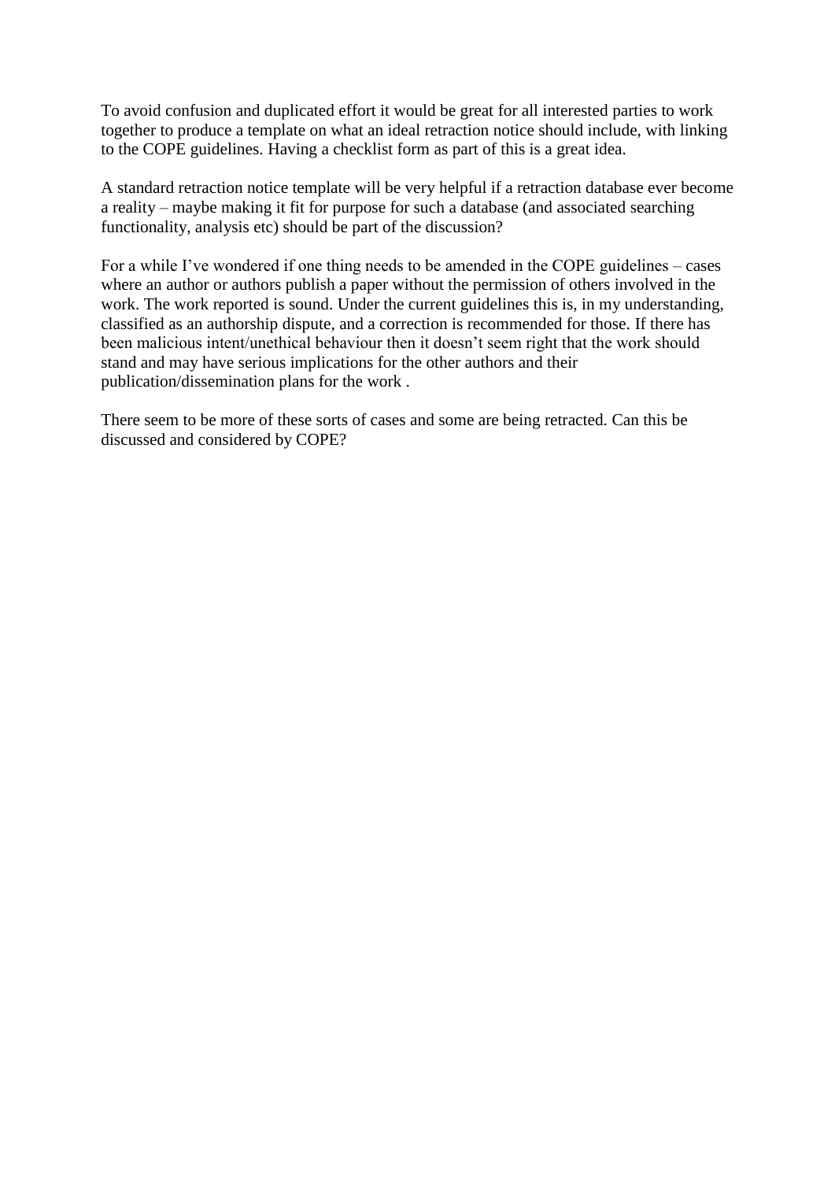To avoid confusion and duplicated effort it would be great for all interested parties to work together to produce a template on what an ideal retraction notice should include, with linking to the COPE guidelines. Having a checklist form as part of this is a great idea.

A standard retraction notice template will be very helpful if a retraction database ever become a reality – maybe making it fit for purpose for such a database (and associated searching functionality, analysis etc) should be part of the discussion?

For a while I've wondered if one thing needs to be amended in the COPE guidelines – cases where an author or authors publish a paper without the permission of others involved in the work. The work reported is sound. Under the current guidelines this is, in my understanding, classified as an authorship dispute, and a correction is recommended for those. If there has been malicious intent/unethical behaviour then it doesn't seem right that the work should stand and may have serious implications for the other authors and their publication/dissemination plans for the work .

There seem to be more of these sorts of cases and some are being retracted. Can this be discussed and considered by COPE?